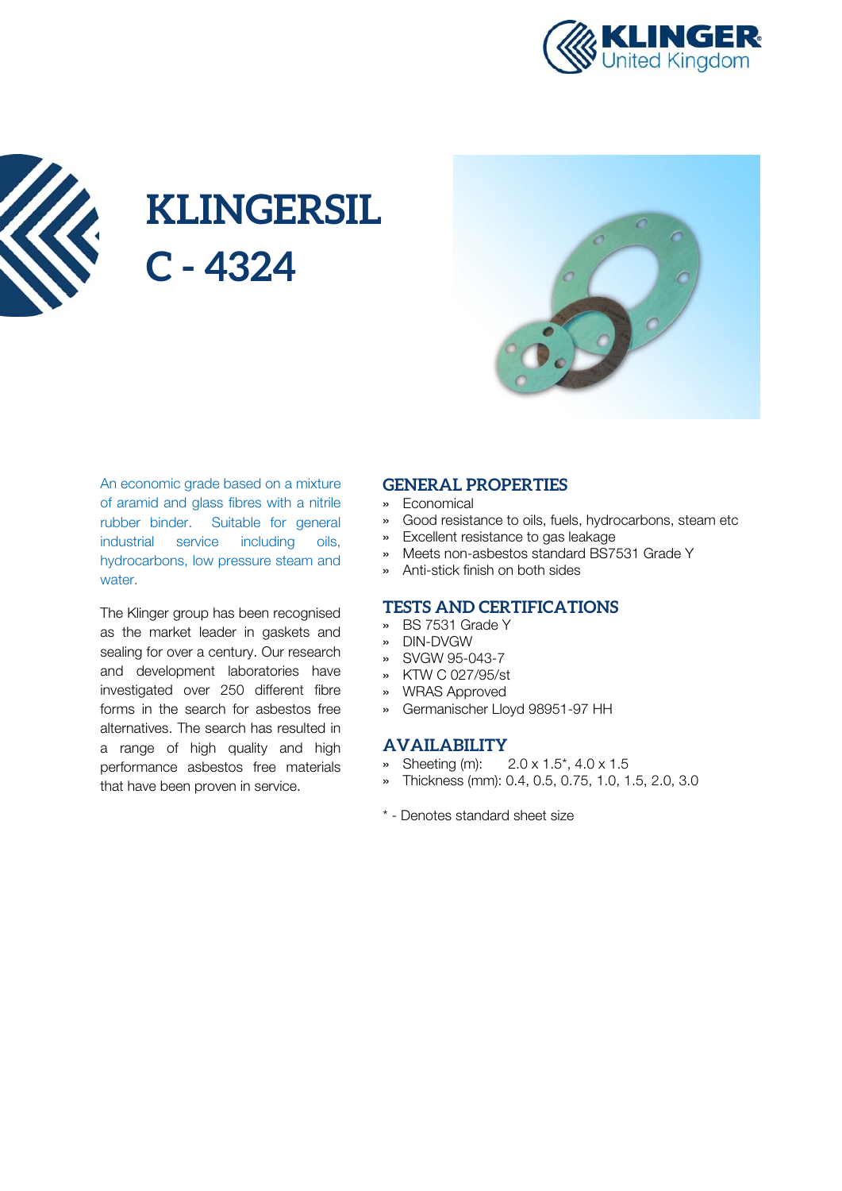# KLINGERSIL C - 4324

An economic grade based on a mixture of aramid and glass fibres with a nitrile rubber binder. Suitable for general industrial service including oils, hydrocarbons, low pressure steam and water.

The Klinger group has been recognised as the market leader in gaskets and sealing for over a century. Our research and development laboratories have investigated over 250 different fibre forms in the search for asbestos free alternatives. The search has resulted in a range of high quality and high performance asbestos free materials that have been proven in service.

## GENERAL PROPERTIES

- Economical
- Good resistance to oils, fuels, hydrocarbons, steam etc
- Excellent resistance to gas leakage
- Meets non-asbestos standard BS7531 Grade Y
- Anti-stick finish on both sides

## TESTS AND CERTIFICATIONS

- BS 7531 Grade Y
- DIN-DVGW
- SVGW 95-043-7
- KTW C 027/95/st
- WRAS Approved
- Germanischer Lloyd 98951-97 HH

## AVAILABILITY

- Sheeting (m): 2.0 x 1.5*, 4.0 x 1.5
- Thickness (mm): 0.4, 0.5, 0.75, 1.0, 1.5, 2.0, 3.0

* - Denotes standard sheet size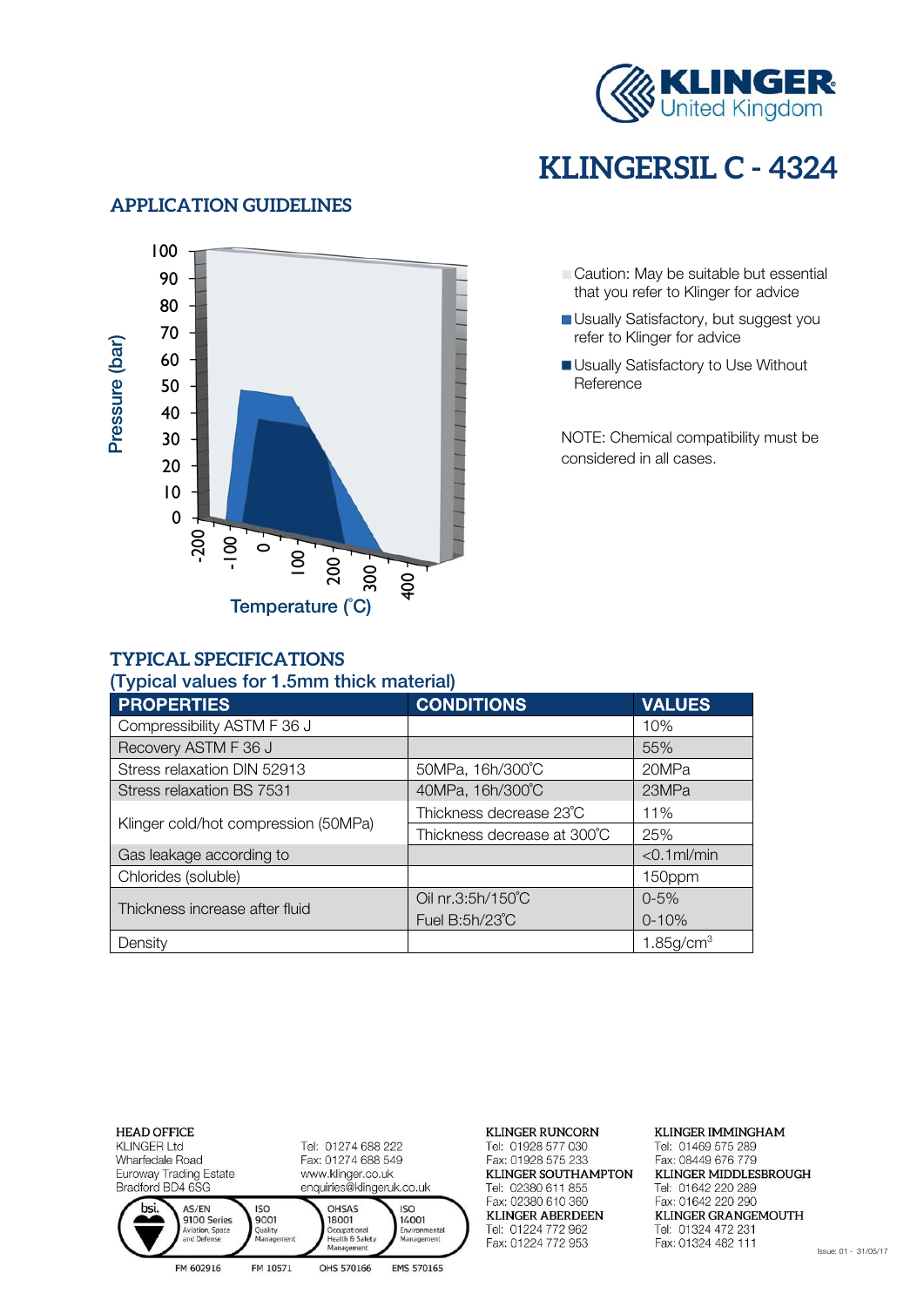# KLINGERSIL C - 4324

## APPLICATION GUIDELINES

Pressure (bar)

100
90
80
70
60
50
40
30
20
10
0

-200 -100 0 100 200 300 400

Temperature (˚C)

- Caution: May be suitable but essential that you refer to Klinger for advice
- Usually Satisfactory, but suggest you refer to Klinger for advice
- Usually Satisfactory to Use Without Reference

NOTE: Chemical compatibility must be considered in all cases.

## TYPICAL SPECIFICATIONS

### (Typical values for 1.5mm thick material)

| PROPERTIES | CONDITIONS | VALUES |
|---|---|---|
| Compressibility ASTM F 36 J | | 10% |
| Recovery ASTM F 36 J | | 55% |
| Stress relaxation DIN 52913 | 50MPa, 16h/300˚C | 20MPa |
| Stress relaxation BS 7531 | 40MPa, 16h/300˚C | 23MPa |
| Klinger cold/hot compression (50MPa) | Thickness decrease 23˚C | 11% |
| | Thickness decrease at 300˚C | 25% |
| Gas leakage according to | | <0.1ml/min |
| Chlorides (soluble) | | 150ppm |
| Thickness increase after fluid | Oil nr.3:5h/150˚C | 0-5% |
| | Fuel B:5h/23˚C | 0-10% |
| Density | | 1.85g/cm$^3$ |

**HEAD OFFICE**
KLINGER Ltd
Wharfedale Road
Euroway Trading Estate
Bradford BD4 6SG

Tel: 01274 688 222
Fax: 01274 688 549
www.klinger.co.uk
enquiries@klingeruk.co.uk

AS/EN 9100 Series Aviation, Space and Defense — FM 602916
ISO 9001 Quality Management — FM 10571
OHSAS 18001 Occupational Health & Safety Management — OHS 570166
ISO 14001 Environmental Management — EMS 570165

**KLINGER RUNCORN**
Tel: 01928 577 030
Fax: 01928 575 233

**KLINGER SOUTHAMPTON**
Tel: 02380 611 855
Fax: 02380 610 360

**KLINGER ABERDEEN**
Tel: 01224 772 962
Fax: 01224 772 953

**KLINGER IMMINGHAM**
Tel: 01469 575 289
Fax: 08449 676 779

**KLINGER MIDDLESBROUGH**
Tel: 01642 220 289
Fax: 01642 220 290

**KLINGER GRANGEMOUTH**
Tel: 01324 472 231
Fax: 01324 482 111

Issue: 01 - 31/05/17